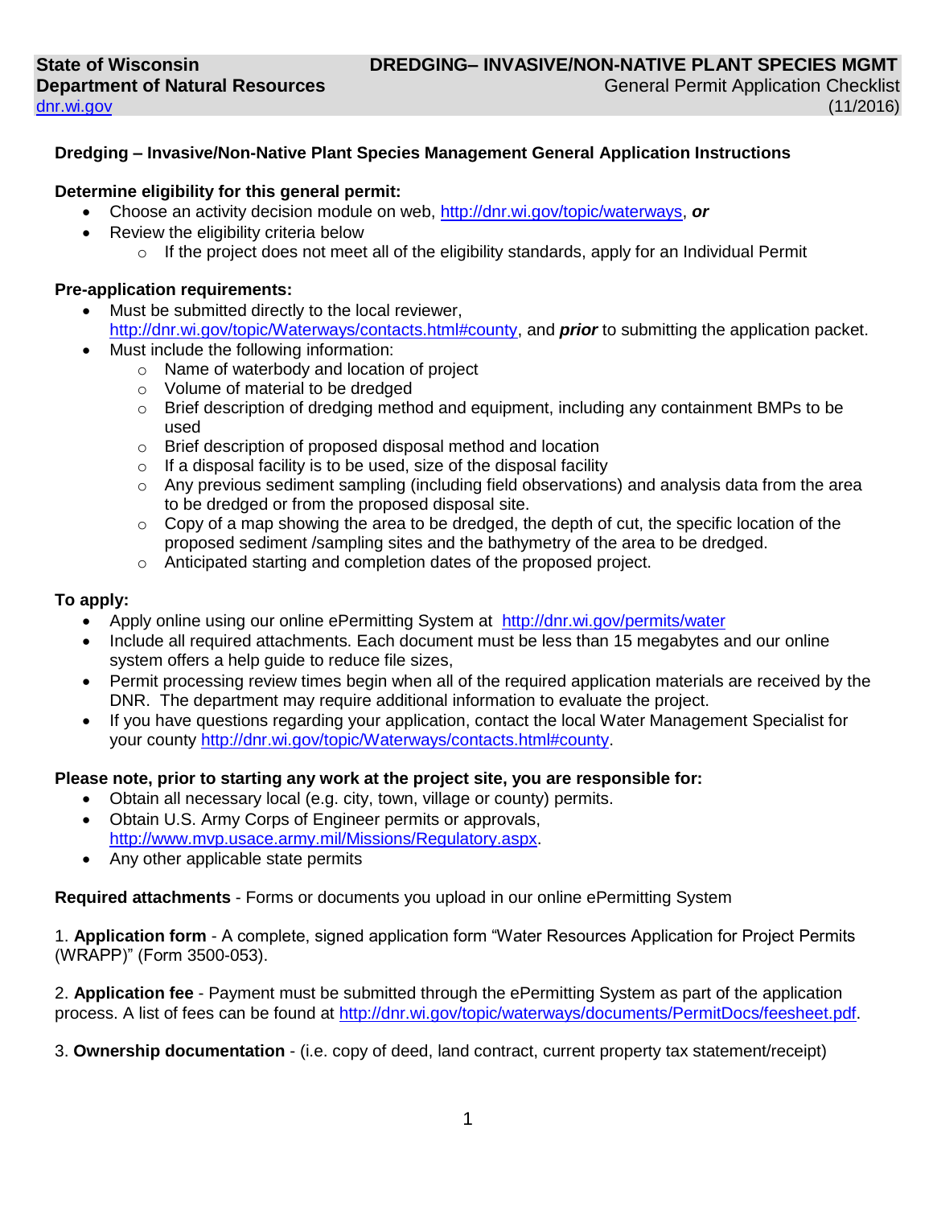State of Wisconsin
Department of Natural Resources
dnr.wi.gov

**DREDGING– INVASIVE/NON-NATIVE PLANT SPECIES MGMT**
General Permit Application Checklist
(11/2016)

### Dredging – Invasive/Non-Native Plant Species Management General Application Instructions

**Determine eligibility for this general permit:**

- Choose an activity decision module on web, http://dnr.wi.gov/topic/waterways, ***or***
- Review the eligibility criteria below
  - If the project does not meet all of the eligibility standards, apply for an Individual Permit

**Pre-application requirements:**

- Must be submitted directly to the local reviewer, http://dnr.wi.gov/topic/Waterways/contacts.html#county, and ***prior*** to submitting the application packet.
- Must include the following information:
  - Name of waterbody and location of project
  - Volume of material to be dredged
  - Brief description of dredging method and equipment, including any containment BMPs to be used
  - Brief description of proposed disposal method and location
  - If a disposal facility is to be used, size of the disposal facility
  - Any previous sediment sampling (including field observations) and analysis data from the area to be dredged or from the proposed disposal site.
  - Copy of a map showing the area to be dredged, the depth of cut, the specific location of the proposed sediment /sampling sites and the bathymetry of the area to be dredged.
  - Anticipated starting and completion dates of the proposed project.

**To apply:**

- Apply online using our online ePermitting System at http://dnr.wi.gov/permits/water
- Include all required attachments. Each document must be less than 15 megabytes and our online system offers a help guide to reduce file sizes,
- Permit processing review times begin when all of the required application materials are received by the DNR. The department may require additional information to evaluate the project.
- If you have questions regarding your application, contact the local Water Management Specialist for your county http://dnr.wi.gov/topic/Waterways/contacts.html#county.

**Please note, prior to starting any work at the project site, you are responsible for:**

- Obtain all necessary local (e.g. city, town, village or county) permits.
- Obtain U.S. Army Corps of Engineer permits or approvals, http://www.mvp.usace.army.mil/Missions/Regulatory.aspx.
- Any other applicable state permits

**Required attachments** - Forms or documents you upload in our online ePermitting System

1. **Application form** - A complete, signed application form "Water Resources Application for Project Permits (WRAPP)" (Form 3500-053).

2. **Application fee** - Payment must be submitted through the ePermitting System as part of the application process. A list of fees can be found at http://dnr.wi.gov/topic/waterways/documents/PermitDocs/feesheet.pdf.

3. **Ownership documentation** - (i.e. copy of deed, land contract, current property tax statement/receipt)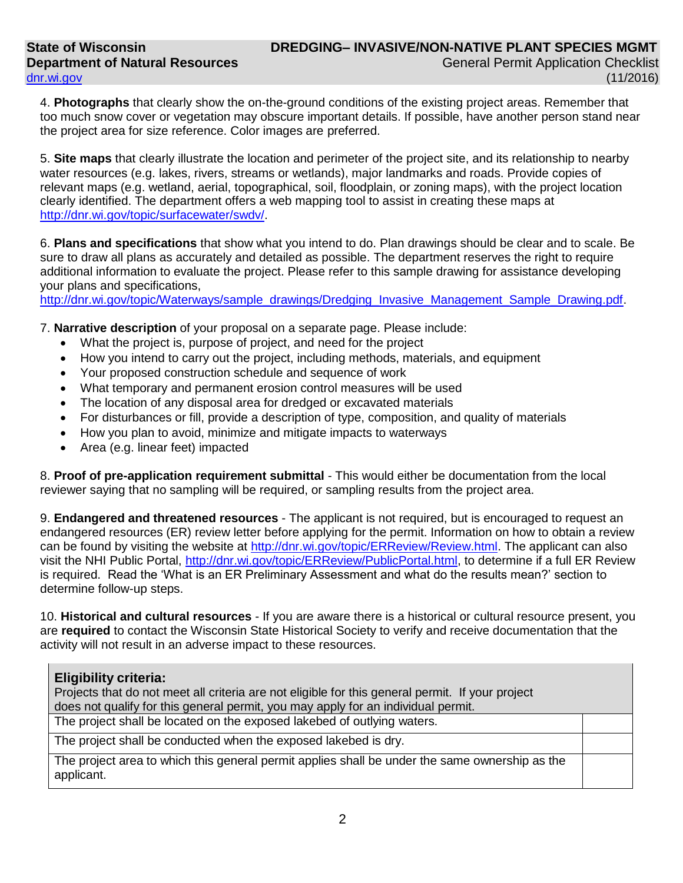4. **Photographs** that clearly show the on-the-ground conditions of the existing project areas. Remember that too much snow cover or vegetation may obscure important details. If possible, have another person stand near the project area for size reference. Color images are preferred.

5. **Site maps** that clearly illustrate the location and perimeter of the project site, and its relationship to nearby water resources (e.g. lakes, rivers, streams or wetlands), major landmarks and roads. Provide copies of relevant maps (e.g. wetland, aerial, topographical, soil, floodplain, or zoning maps), with the project location clearly identified. The department offers a web mapping tool to assist in creating these maps at http://dnr.wi.gov/topic/surfacewater/swdv/.

6. **Plans and specifications** that show what you intend to do. Plan drawings should be clear and to scale. Be sure to draw all plans as accurately and detailed as possible. The department reserves the right to require additional information to evaluate the project. Please refer to this sample drawing for assistance developing your plans and specifications, http://dnr.wi.gov/topic/Waterways/sample_drawings/Dredging_Invasive_Management_Sample_Drawing.pdf.

7. **Narrative description** of your proposal on a separate page. Please include:
- What the project is, purpose of project, and need for the project
- How you intend to carry out the project, including methods, materials, and equipment
- Your proposed construction schedule and sequence of work
- What temporary and permanent erosion control measures will be used
- The location of any disposal area for dredged or excavated materials
- For disturbances or fill, provide a description of type, composition, and quality of materials
- How you plan to avoid, minimize and mitigate impacts to waterways
- Area (e.g. linear feet) impacted

8. **Proof of pre-application requirement submittal** - This would either be documentation from the local reviewer saying that no sampling will be required, or sampling results from the project area.

9. **Endangered and threatened resources** - The applicant is not required, but is encouraged to request an endangered resources (ER) review letter before applying for the permit. Information on how to obtain a review can be found by visiting the website at http://dnr.wi.gov/topic/ERReview/Review.html. The applicant can also visit the NHI Public Portal, http://dnr.wi.gov/topic/ERReview/PublicPortal.html, to determine if a full ER Review is required. Read the 'What is an ER Preliminary Assessment and what do the results mean?' section to determine follow-up steps.

10. **Historical and cultural resources** - If you are aware there is a historical or cultural resource present, you are **required** to contact the Wisconsin State Historical Society to verify and receive documentation that the activity will not result in an adverse impact to these resources.

| **Eligibility criteria:** Projects that do not meet all criteria are not eligible for this general permit. If your project does not qualify for this general permit, you may apply for an individual permit. | |
|---|---|
| The project shall be located on the exposed lakebed of outlying waters. | |
| The project shall be conducted when the exposed lakebed is dry. | |
| The project area to which this general permit applies shall be under the same ownership as the applicant. | |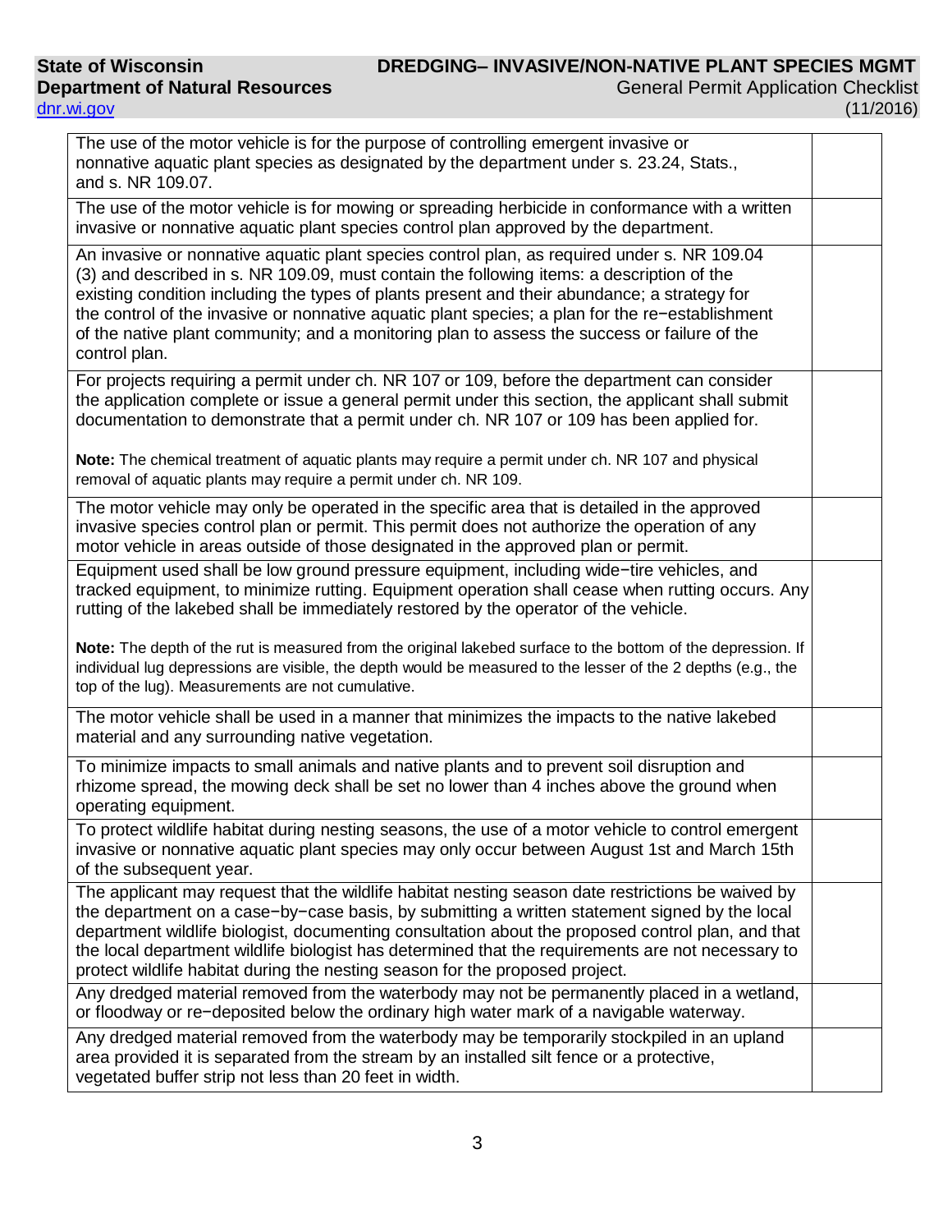| | |
|---|---|
| The use of the motor vehicle is for the purpose of controlling emergent invasive or nonnative aquatic plant species as designated by the department under s. 23.24, Stats., and s. NR 109.07. | |
| The use of the motor vehicle is for mowing or spreading herbicide in conformance with a written invasive or nonnative aquatic plant species control plan approved by the department. | |
| An invasive or nonnative aquatic plant species control plan, as required under s. NR 109.04 (3) and described in s. NR 109.09, must contain the following items: a description of the existing condition including the types of plants present and their abundance; a strategy for the control of the invasive or nonnative aquatic plant species; a plan for the re−establishment of the native plant community; and a monitoring plan to assess the success or failure of the control plan. | |
| For projects requiring a permit under ch. NR 107 or 109, before the department can consider the application complete or issue a general permit under this section, the applicant shall submit documentation to demonstrate that a permit under ch. NR 107 or 109 has been applied for.<br><br>**Note:** The chemical treatment of aquatic plants may require a permit under ch. NR 107 and physical removal of aquatic plants may require a permit under ch. NR 109. | |
| The motor vehicle may only be operated in the specific area that is detailed in the approved invasive species control plan or permit. This permit does not authorize the operation of any motor vehicle in areas outside of those designated in the approved plan or permit. | |
| Equipment used shall be low ground pressure equipment, including wide−tire vehicles, and tracked equipment, to minimize rutting. Equipment operation shall cease when rutting occurs. Any rutting of the lakebed shall be immediately restored by the operator of the vehicle.<br><br>**Note:** The depth of the rut is measured from the original lakebed surface to the bottom of the depression. If individual lug depressions are visible, the depth would be measured to the lesser of the 2 depths (e.g., the top of the lug). Measurements are not cumulative. | |
| The motor vehicle shall be used in a manner that minimizes the impacts to the native lakebed material and any surrounding native vegetation. | |
| To minimize impacts to small animals and native plants and to prevent soil disruption and rhizome spread, the mowing deck shall be set no lower than 4 inches above the ground when operating equipment. | |
| To protect wildlife habitat during nesting seasons, the use of a motor vehicle to control emergent invasive or nonnative aquatic plant species may only occur between August 1st and March 15th of the subsequent year. | |
| The applicant may request that the wildlife habitat nesting season date restrictions be waived by the department on a case−by−case basis, by submitting a written statement signed by the local department wildlife biologist, documenting consultation about the proposed control plan, and that the local department wildlife biologist has determined that the requirements are not necessary to protect wildlife habitat during the nesting season for the proposed project. | |
| Any dredged material removed from the waterbody may not be permanently placed in a wetland, or floodway or re−deposited below the ordinary high water mark of a navigable waterway. | |
| Any dredged material removed from the waterbody may be temporarily stockpiled in an upland area provided it is separated from the stream by an installed silt fence or a protective, vegetated buffer strip not less than 20 feet in width. | |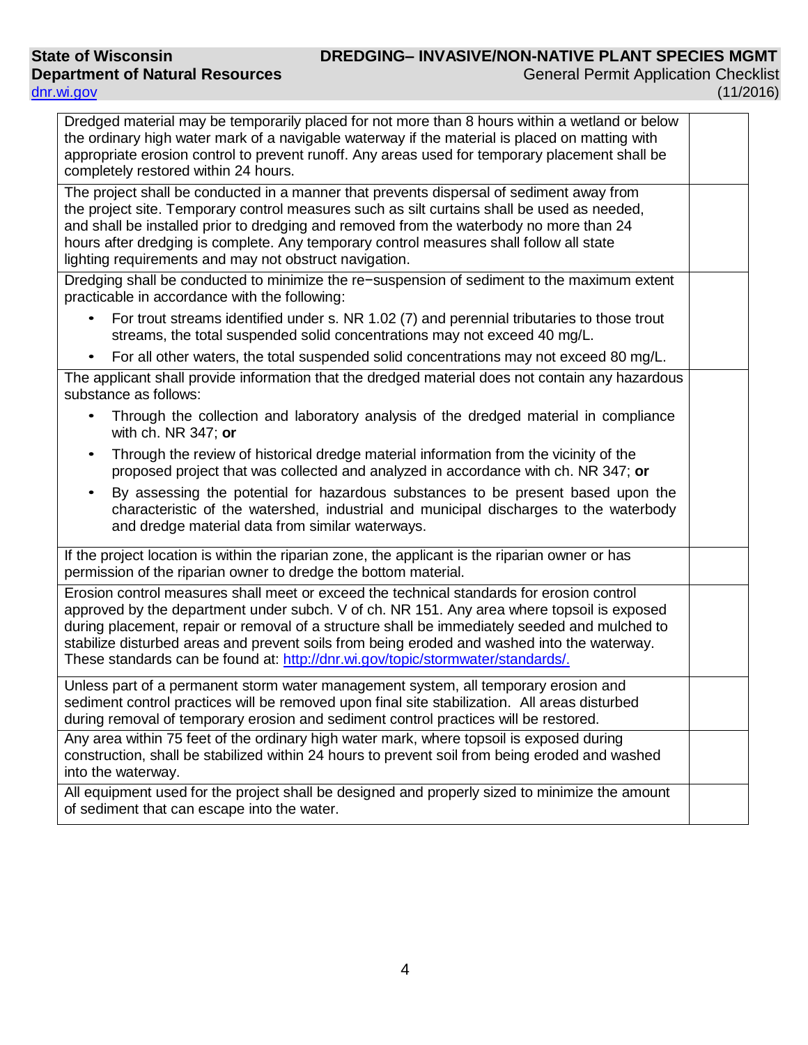| | |
|---|---|
| Dredged material may be temporarily placed for not more than 8 hours within a wetland or below the ordinary high water mark of a navigable waterway if the material is placed on matting with appropriate erosion control to prevent runoff. Any areas used for temporary placement shall be completely restored within 24 hours. | |
| The project shall be conducted in a manner that prevents dispersal of sediment away from the project site. Temporary control measures such as silt curtains shall be used as needed, and shall be installed prior to dredging and removed from the waterbody no more than 24 hours after dredging is complete. Any temporary control measures shall follow all state lighting requirements and may not obstruct navigation. | |
| Dredging shall be conducted to minimize the re−suspension of sediment to the maximum extent practicable in accordance with the following:<br>• For trout streams identified under s. NR 1.02 (7) and perennial tributaries to those trout streams, the total suspended solid concentrations may not exceed 40 mg/L.<br>• For all other waters, the total suspended solid concentrations may not exceed 80 mg/L. | |
| The applicant shall provide information that the dredged material does not contain any hazardous substance as follows:<br>• Through the collection and laboratory analysis of the dredged material in compliance with ch. NR 347; **or**<br>• Through the review of historical dredge material information from the vicinity of the proposed project that was collected and analyzed in accordance with ch. NR 347; **or**<br>• By assessing the potential for hazardous substances to be present based upon the characteristic of the watershed, industrial and municipal discharges to the waterbody and dredge material data from similar waterways. | |
| If the project location is within the riparian zone, the applicant is the riparian owner or has permission of the riparian owner to dredge the bottom material. | |
| Erosion control measures shall meet or exceed the technical standards for erosion control approved by the department under subch. V of ch. NR 151. Any area where topsoil is exposed during placement, repair or removal of a structure shall be immediately seeded and mulched to stabilize disturbed areas and prevent soils from being eroded and washed into the waterway. These standards can be found at: http://dnr.wi.gov/topic/stormwater/standards/. | |
| Unless part of a permanent storm water management system, all temporary erosion and sediment control practices will be removed upon final site stabilization. All areas disturbed during removal of temporary erosion and sediment control practices will be restored. | |
| Any area within 75 feet of the ordinary high water mark, where topsoil is exposed during construction, shall be stabilized within 24 hours to prevent soil from being eroded and washed into the waterway. | |
| All equipment used for the project shall be designed and properly sized to minimize the amount of sediment that can escape into the water. | |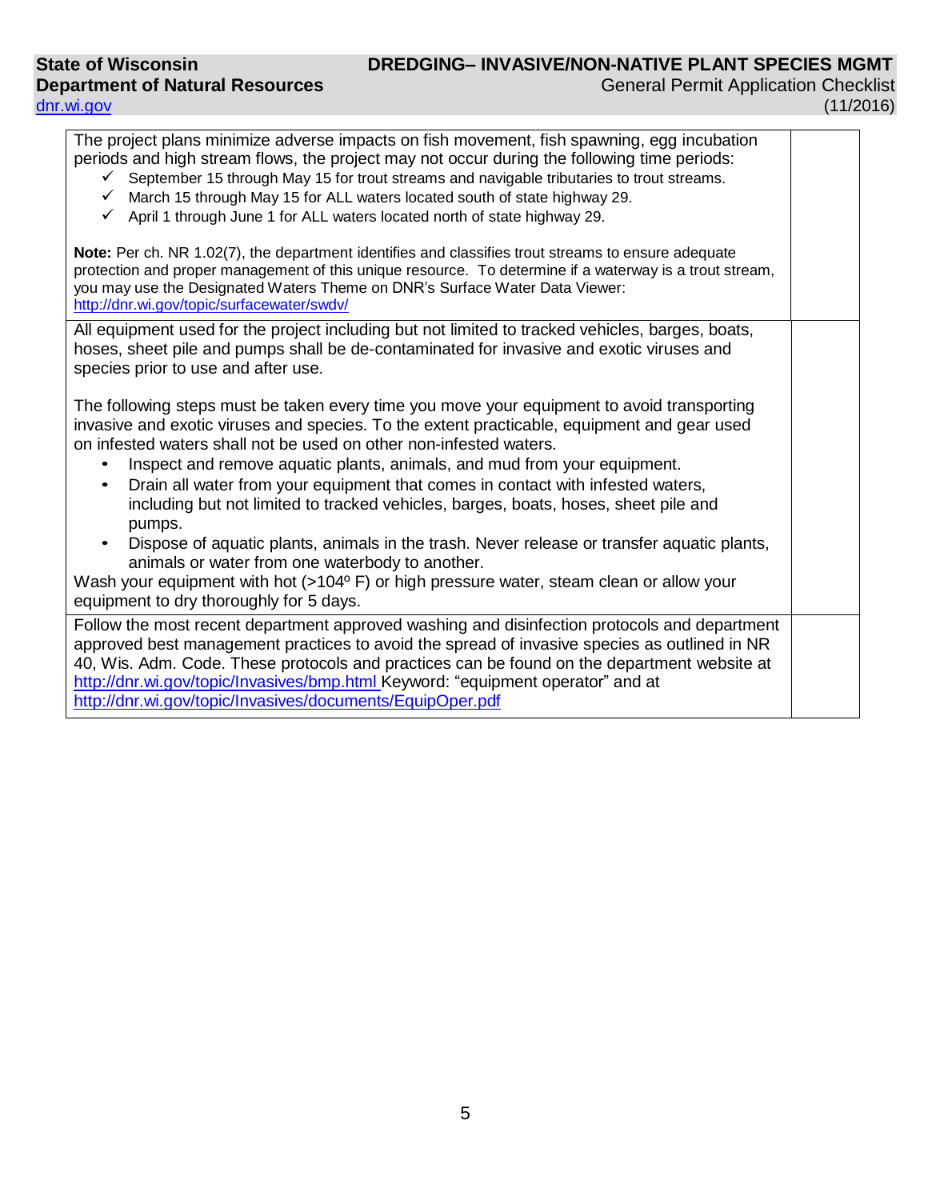| | |
|---|---|
| The project plans minimize adverse impacts on fish movement, fish spawning, egg incubation periods and high stream flows, the project may not occur during the following time periods:<br>✓ September 15 through May 15 for trout streams and navigable tributaries to trout streams.<br>✓ March 15 through May 15 for ALL waters located south of state highway 29.<br>✓ April 1 through June 1 for ALL waters located north of state highway 29.<br><br>**Note:** Per ch. NR 1.02(7), the department identifies and classifies trout streams to ensure adequate protection and proper management of this unique resource. To determine if a waterway is a trout stream, you may use the Designated Waters Theme on DNR's Surface Water Data Viewer: http://dnr.wi.gov/topic/surfacewater/swdv/ | |
| All equipment used for the project including but not limited to tracked vehicles, barges, boats, hoses, sheet pile and pumps shall be de-contaminated for invasive and exotic viruses and species prior to use and after use.<br><br>The following steps must be taken every time you move your equipment to avoid transporting invasive and exotic viruses and species. To the extent practicable, equipment and gear used on infested waters shall not be used on other non-infested waters.<br>• Inspect and remove aquatic plants, animals, and mud from your equipment.<br>• Drain all water from your equipment that comes in contact with infested waters, including but not limited to tracked vehicles, barges, boats, hoses, sheet pile and pumps.<br>• Dispose of aquatic plants, animals in the trash. Never release or transfer aquatic plants, animals or water from one waterbody to another.<br>Wash your equipment with hot (>104º F) or high pressure water, steam clean or allow your equipment to dry thoroughly for 5 days. | |
| Follow the most recent department approved washing and disinfection protocols and department approved best management practices to avoid the spread of invasive species as outlined in NR 40, Wis. Adm. Code. These protocols and practices can be found on the department website at http://dnr.wi.gov/topic/Invasives/bmp.html Keyword: "equipment operator" and at http://dnr.wi.gov/topic/Invasives/documents/EquipOper.pdf | |